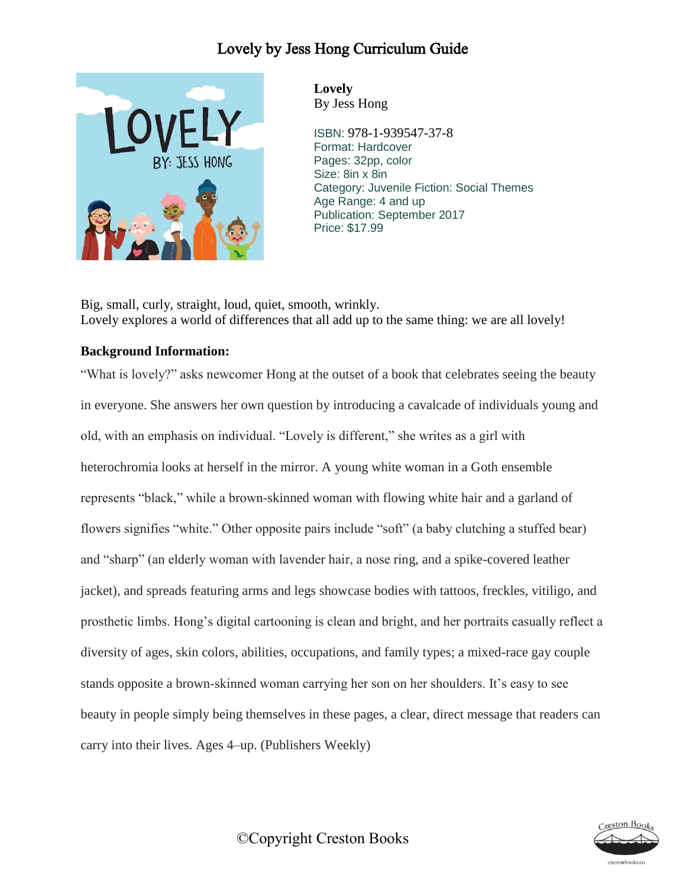# Lovely by Jess Hong Curriculum Guide

**Lovely**
By Jess Hong

ISBN: 978-1-939547-37-8
Format: Hardcover
Pages: 32pp, color
Size: 8in x 8in
Category: Juvenile Fiction: Social Themes
Age Range: 4 and up
Publication: September 2017
Price: $17.99

Big, small, curly, straight, loud, quiet, smooth, wrinkly.
Lovely explores a world of differences that all add up to the same thing: we are all lovely!

**Background Information:**

"What is lovely?" asks newcomer Hong at the outset of a book that celebrates seeing the beauty in everyone. She answers her own question by introducing a cavalcade of individuals young and old, with an emphasis on individual. "Lovely is different," she writes as a girl with heterochromia looks at herself in the mirror. A young white woman in a Goth ensemble represents "black," while a brown-skinned woman with flowing white hair and a garland of flowers signifies "white." Other opposite pairs include "soft" (a baby clutching a stuffed bear) and "sharp" (an elderly woman with lavender hair, a nose ring, and a spike-covered leather jacket), and spreads featuring arms and legs showcase bodies with tattoos, freckles, vitiligo, and prosthetic limbs. Hong's digital cartooning is clean and bright, and her portraits casually reflect a diversity of ages, skin colors, abilities, occupations, and family types; a mixed-race gay couple stands opposite a brown-skinned woman carrying her son on her shoulders. It's easy to see beauty in people simply being themselves in these pages, a clear, direct message that readers can carry into their lives. Ages 4–up. (Publishers Weekly)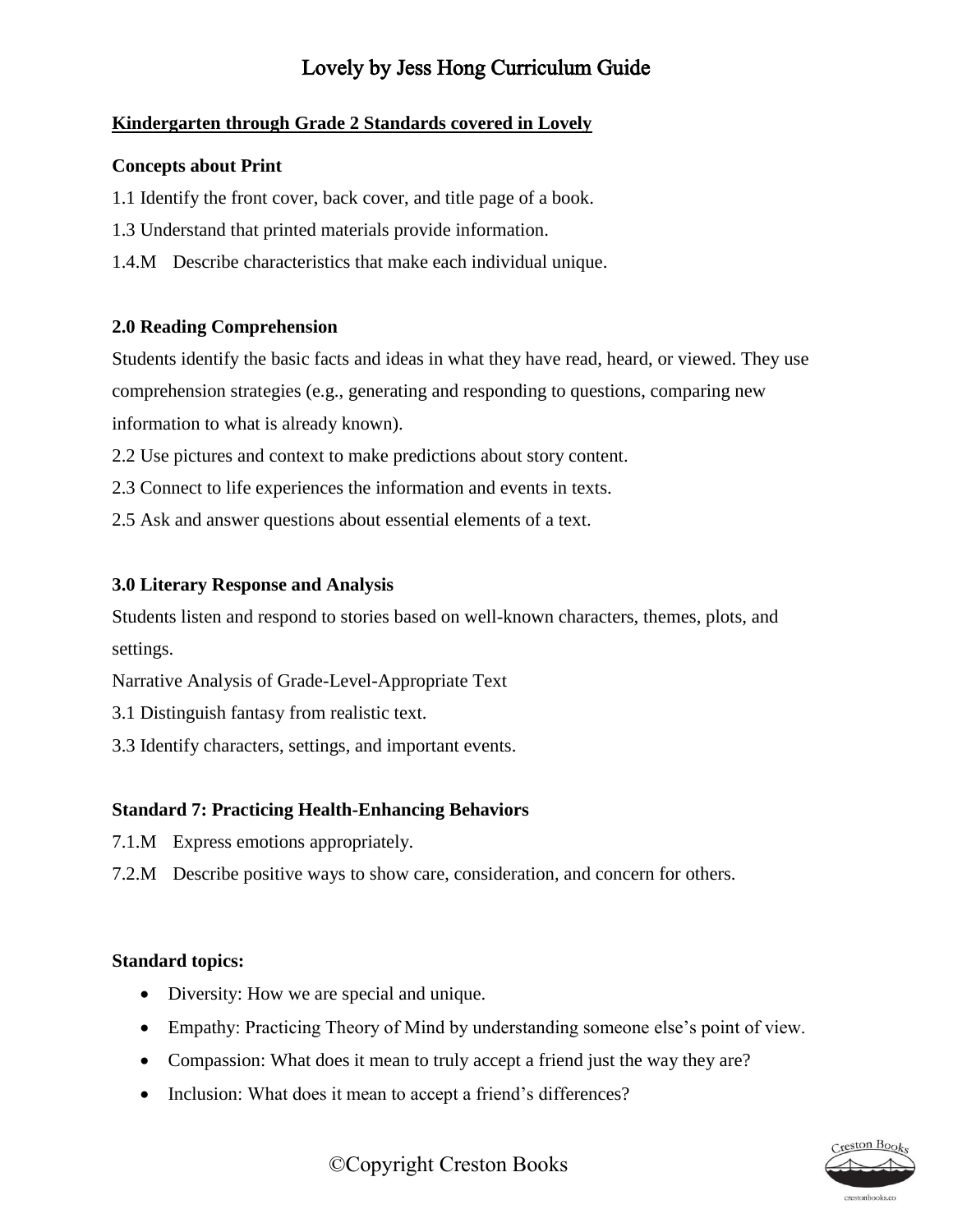# Lovely by Jess Hong Curriculum Guide

**Kindergarten through Grade 2 Standards covered in Lovely**

**Concepts about Print**

1.1 Identify the front cover, back cover, and title page of a book.

1.3 Understand that printed materials provide information.

1.4.M Describe characteristics that make each individual unique.

**2.0 Reading Comprehension**

Students identify the basic facts and ideas in what they have read, heard, or viewed. They use comprehension strategies (e.g., generating and responding to questions, comparing new information to what is already known).

2.2 Use pictures and context to make predictions about story content.

2.3 Connect to life experiences the information and events in texts.

2.5 Ask and answer questions about essential elements of a text.

**3.0 Literary Response and Analysis**

Students listen and respond to stories based on well-known characters, themes, plots, and settings.

Narrative Analysis of Grade-Level-Appropriate Text

3.1 Distinguish fantasy from realistic text.

3.3 Identify characters, settings, and important events.

**Standard 7: Practicing Health-Enhancing Behaviors**

7.1.M Express emotions appropriately.

7.2.M Describe positive ways to show care, consideration, and concern for others.

**Standard topics:**

- Diversity: How we are special and unique.
- Empathy: Practicing Theory of Mind by understanding someone else's point of view.
- Compassion: What does it mean to truly accept a friend just the way they are?
- Inclusion: What does it mean to accept a friend's differences?

©Copyright Creston Books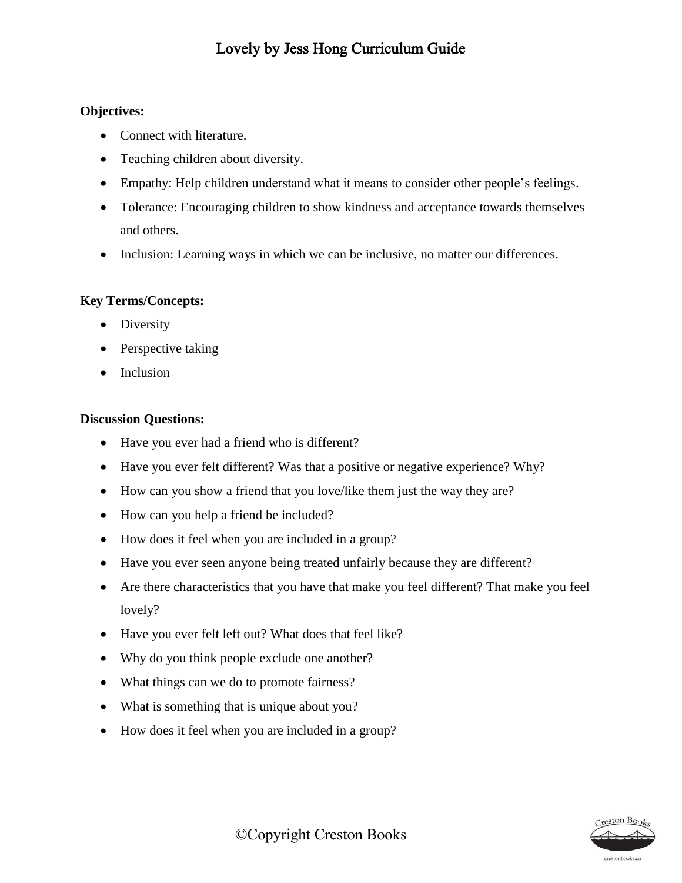# Lovely by Jess Hong Curriculum Guide

**Objectives:**

- Connect with literature.
- Teaching children about diversity.
- Empathy: Help children understand what it means to consider other people's feelings.
- Tolerance: Encouraging children to show kindness and acceptance towards themselves and others.
- Inclusion: Learning ways in which we can be inclusive, no matter our differences.

**Key Terms/Concepts:**

- Diversity
- Perspective taking
- Inclusion

**Discussion Questions:**

- Have you ever had a friend who is different?
- Have you ever felt different? Was that a positive or negative experience? Why?
- How can you show a friend that you love/like them just the way they are?
- How can you help a friend be included?
- How does it feel when you are included in a group?
- Have you ever seen anyone being treated unfairly because they are different?
- Are there characteristics that you have that make you feel different? That make you feel lovely?
- Have you ever felt left out? What does that feel like?
- Why do you think people exclude one another?
- What things can we do to promote fairness?
- What is something that is unique about you?
- How does it feel when you are included in a group?

©Copyright Creston Books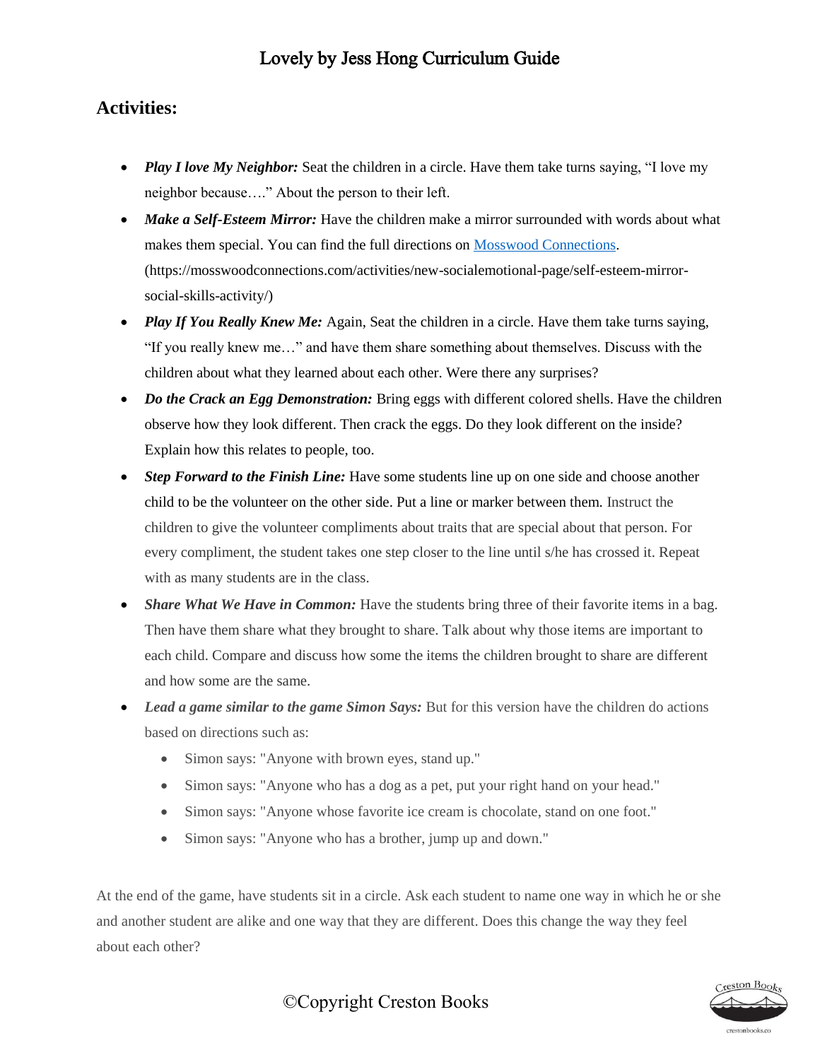## Activities:

- ***Play I love My Neighbor:*** Seat the children in a circle. Have them take turns saying, "I love my neighbor because…." About the person to their left.
- ***Make a Self-Esteem Mirror:*** Have the children make a mirror surrounded with words about what makes them special. You can find the full directions on [Mosswood Connections](https://mosswoodconnections.com/activities/new-socialemotional-page/self-esteem-mirror-social-skills-activity/). (https://mosswoodconnections.com/activities/new-socialemotional-page/self-esteem-mirror-social-skills-activity/)
- ***Play If You Really Knew Me:*** Again, Seat the children in a circle. Have them take turns saying, "If you really knew me…" and have them share something about themselves. Discuss with the children about what they learned about each other. Were there any surprises?
- ***Do the Crack an Egg Demonstration:*** Bring eggs with different colored shells. Have the children observe how they look different. Then crack the eggs. Do they look different on the inside? Explain how this relates to people, too.
- ***Step Forward to the Finish Line:*** Have some students line up on one side and choose another child to be the volunteer on the other side. Put a line or marker between them. Instruct the children to give the volunteer compliments about traits that are special about that person. For every compliment, the student takes one step closer to the line until s/he has crossed it. Repeat with as many students are in the class.
- ***Share What We Have in Common:*** Have the students bring three of their favorite items in a bag. Then have them share what they brought to share. Talk about why those items are important to each child. Compare and discuss how some the items the children brought to share are different and how some are the same.
- ***Lead a game similar to the game Simon Says:*** But for this version have the children do actions based on directions such as:
  - Simon says: "Anyone with brown eyes, stand up."
  - Simon says: "Anyone who has a dog as a pet, put your right hand on your head."
  - Simon says: "Anyone whose favorite ice cream is chocolate, stand on one foot."
  - Simon says: "Anyone who has a brother, jump up and down."

At the end of the game, have students sit in a circle. Ask each student to name one way in which he or she and another student are alike and one way that they are different. Does this change the way they feel about each other?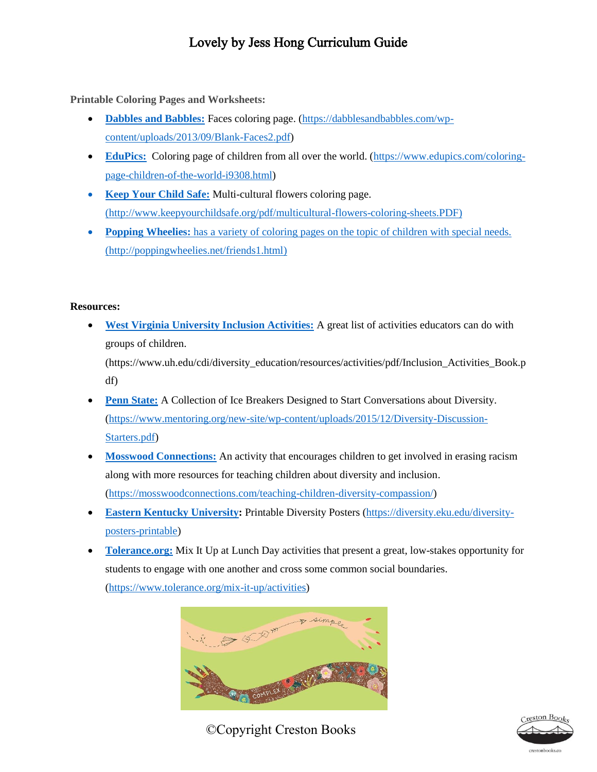# Lovely by Jess Hong Curriculum Guide

**Printable Coloring Pages and Worksheets:**

- **Dabbles and Babbles:** Faces coloring page. (https://dabblesandbabbles.com/wp-content/uploads/2013/09/Blank-Faces2.pdf)
- **EduPics:** Coloring page of children from all over the world. (https://www.edupics.com/coloring-page-children-of-the-world-i9308.html)
- **Keep Your Child Safe:** Multi-cultural flowers coloring page. (http://www.keepyourchildsafe.org/pdf/multicultural-flowers-coloring-sheets.PDF)
- **Popping Wheelies:** has a variety of coloring pages on the topic of children with special needs. (http://poppingwheelies.net/friends1.html)

**Resources:**

- **West Virginia University Inclusion Activities:** A great list of activities educators can do with groups of children. (https://www.uh.edu/cdi/diversity_education/resources/activities/pdf/Inclusion_Activities_Book.pdf)
- **Penn State:** A Collection of Ice Breakers Designed to Start Conversations about Diversity. (https://www.mentoring.org/new-site/wp-content/uploads/2015/12/Diversity-Discussion-Starters.pdf)
- **Mosswood Connections:** An activity that encourages children to get involved in erasing racism along with more resources for teaching children about diversity and inclusion. (https://mosswoodconnections.com/teaching-children-diversity-compassion/)
- **Eastern Kentucky University:** Printable Diversity Posters (https://diversity.eku.edu/diversity-posters-printable)
- **Tolerance.org:** Mix It Up at Lunch Day activities that present a great, low-stakes opportunity for students to engage with one another and cross some common social boundaries. (https://www.tolerance.org/mix-it-up/activities)

©Copyright Creston Books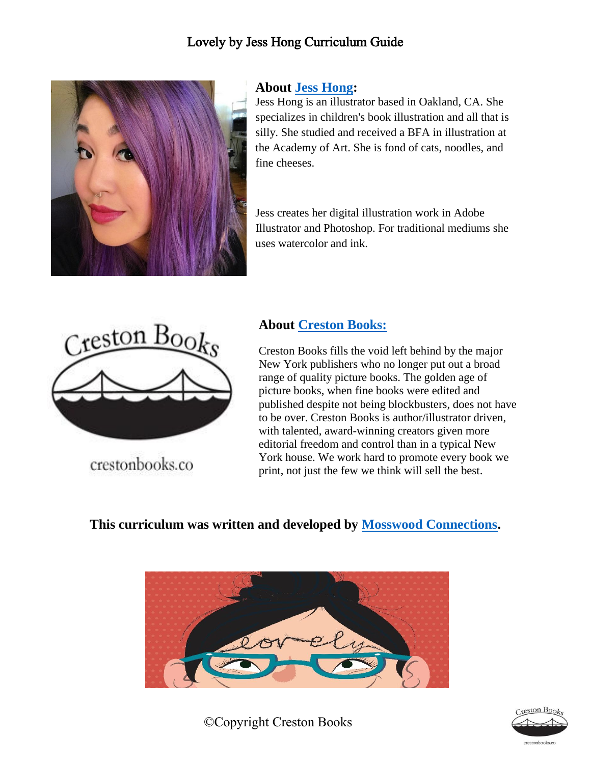# Lovely by Jess Hong Curriculum Guide

## About Jess Hong:

Jess Hong is an illustrator based in Oakland, CA. She specializes in children's book illustration and all that is silly. She studied and received a BFA in illustration at the Academy of Art. She is fond of cats, noodles, and fine cheeses.

Jess creates her digital illustration work in Adobe Illustrator and Photoshop. For traditional mediums she uses watercolor and ink.

## About Creston Books:

Creston Books fills the void left behind by the major New York publishers who no longer put out a broad range of quality picture books. The golden age of picture books, when fine books were edited and published despite not being blockbusters, does not have to be over. Creston Books is author/illustrator driven, with talented, award-winning creators given more editorial freedom and control than in a typical New York house. We work hard to promote every book we print, not just the few we think will sell the best.

**This curriculum was written and developed by Mosswood Connections.**

©Copyright Creston Books